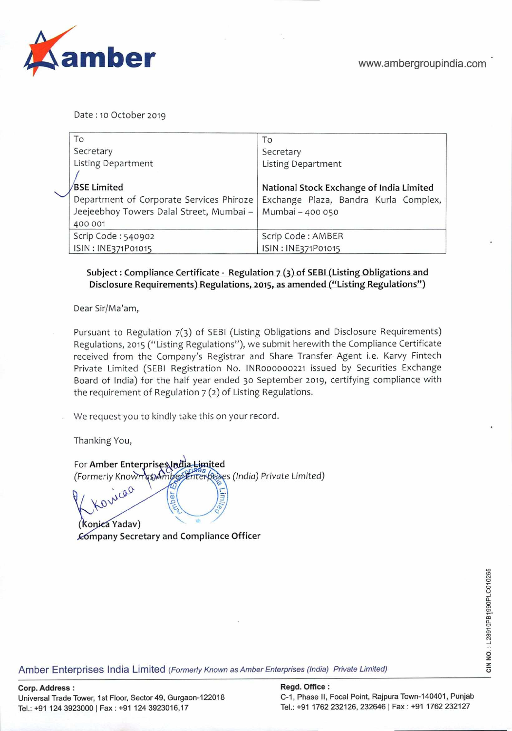amber

www.ambergroupindia.com

Date : 10 October 2019

| To<br>Secretary<br>Listing Department<br><br>**BSE Limited**<br>Department of Corporate Services Phiroze Jeejeebhoy Towers Dalal Street, Mumbai – 400 001 | To<br>Secretary<br>Listing Department<br><br>**National Stock Exchange of India Limited**<br>Exchange Plaza, Bandra Kurla Complex, Mumbai – 400 050 |
|---|---|
| Scrip Code : 540902<br>ISIN : INE371P01015 | Scrip Code : AMBER<br>ISIN : INE371P01015 |

**Subject : Compliance Certificate - Regulation 7 (3) of SEBI (Listing Obligations and Disclosure Requirements) Regulations, 2015, as amended ("Listing Regulations")**

Dear Sir/Ma'am,

Pursuant to Regulation 7(3) of SEBI (Listing Obligations and Disclosure Requirements) Regulations, 2015 ("Listing Regulations"), we submit herewith the Compliance Certificate received from the Company's Registrar and Share Transfer Agent i.e. Karvy Fintech Private Limited (SEBI Registration No. INR000000221 issued by Securities Exchange Board of India) for the half year ended 30 September 2019, certifying compliance with the requirement of Regulation 7 (2) of Listing Regulations.

We request you to kindly take this on your record.

Thanking You,

For **Amber Enterprises India Limited**
*(Formerly Known as Amber Enterprises (India) Private Limited)*

(Konica Yadav)
Company Secretary and Compliance Officer

Amber Enterprises India Limited *(Formerly Known as Amber Enterprises (India) Private Limited)*

CIN NO : L28910PB1990PLC010265

**Corp. Address :**
Universal Trade Tower, 1st Floor, Sector 49, Gurgaon-122018
Tel.: +91 124 3923000 | Fax : +91 124 3923016,17

**Regd. Office :**
C-1, Phase II, Focal Point, Rajpura Town-140401, Punjab
Tel.: +91 1762 232126, 232646 | Fax : +91 1762 232127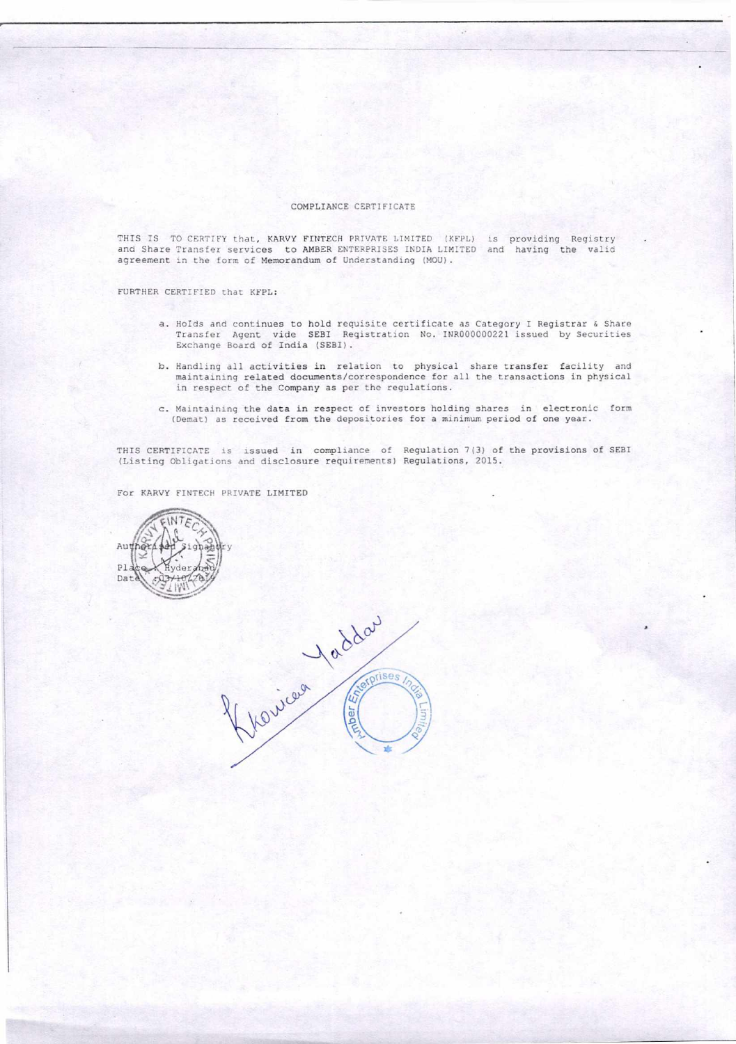## COMPLIANCE CERTIFICATE

THIS IS TO CERTIFY that, KARVY FINTECH PRIVATE LIMITED (KFPL) is providing Registry and Share Transfer services to AMBER ENTERPRISES INDIA LIMITED and having the valid agreement in the form of Memorandum of Understanding (MOU).

FURTHER CERTIFIED that KFPL:

a. Holds and continues to hold requisite certificate as Category I Registrar & Share Transfer Agent vide SEBI Registration No. INR000000221 issued by Securities Exchange Board of India (SEBI).

b. Handling all activities in relation to physical share transfer facility and maintaining related documents/correspondence for all the transactions in physical in respect of the Company as per the regulations.

c. Maintaining the data in respect of investors holding shares in electronic form (Demat) as received from the depositories for a minimum period of one year.

THIS CERTIFICATE is issued in compliance of Regulation 7(3) of the provisions of SEBI (Listing Obligations and disclosure requirements) Regulations, 2015.

For KARVY FINTECH PRIVATE LIMITED

Authorised Signatory

Place : Hyderabad

Date : 03/10/2019